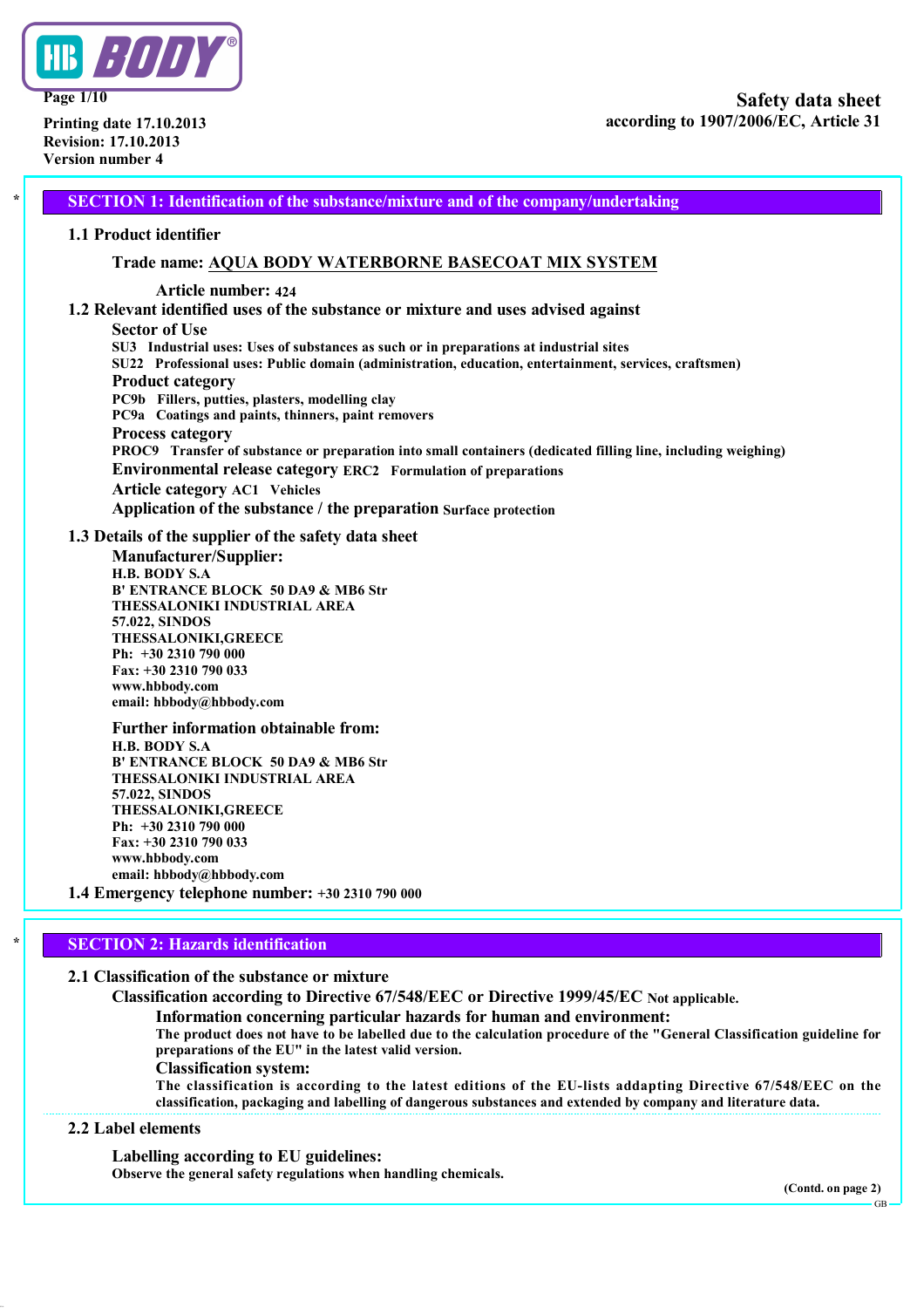Printing date 17.10.2013
Revision: 17.10.2013
Version number 4

# Safety data sheet
according to 1907/2006/EC, Article 31

## * SECTION 1: Identification of the substance/mixture and of the company/undertaking

### 1.1 Product identifier

**Trade name:** AQUA BODY WATERBORNE BASECOAT MIX SYSTEM

**Article number:** 424

### 1.2 Relevant identified uses of the substance or mixture and uses advised against

**Sector of Use**
SU3 Industrial uses: Uses of substances as such or in preparations at industrial sites
SU22 Professional uses: Public domain (administration, education, entertainment, services, craftsmen)

**Product category**
PC9b Fillers, putties, plasters, modelling clay
PC9a Coatings and paints, thinners, paint removers

**Process category**
PROC9 Transfer of substance or preparation into small containers (dedicated filling line, including weighing)

**Environmental release category** ERC2 Formulation of preparations

**Article category** AC1 Vehicles

**Application of the substance / the preparation** Surface protection

### 1.3 Details of the supplier of the safety data sheet

**Manufacturer/Supplier:**
H.B. BODY S.A
B' ENTRANCE BLOCK 50 DA9 & MB6 Str
THESSALONIKI INDUSTRIAL AREA
57.022, SINDOS
THESSALONIKI,GREECE
Ph: +30 2310 790 000
Fax: +30 2310 790 033
www.hbbody.com
email: hbbody@hbbody.com

**Further information obtainable from:**
H.B. BODY S.A
B' ENTRANCE BLOCK 50 DA9 & MB6 Str
THESSALONIKI INDUSTRIAL AREA
57.022, SINDOS
THESSALONIKI,GREECE
Ph: +30 2310 790 000
Fax: +30 2310 790 033
www.hbbody.com
email: hbbody@hbbody.com

### 1.4 Emergency telephone number: +30 2310 790 000

## * SECTION 2: Hazards identification

### 2.1 Classification of the substance or mixture

**Classification according to Directive 67/548/EEC or Directive 1999/45/EC** Not applicable.

**Information concerning particular hazards for human and environment:**
The product does not have to be labelled due to the calculation procedure of the "General Classification guideline for preparations of the EU" in the latest valid version.

**Classification system:**
The classification is according to the latest editions of the EU-lists addapting Directive 67/548/EEC on the classification, packaging and labelling of dangerous substances and extended by company and literature data.

### 2.2 Label elements

**Labelling according to EU guidelines:**
Observe the general safety regulations when handling chemicals.

(Contd. on page 2)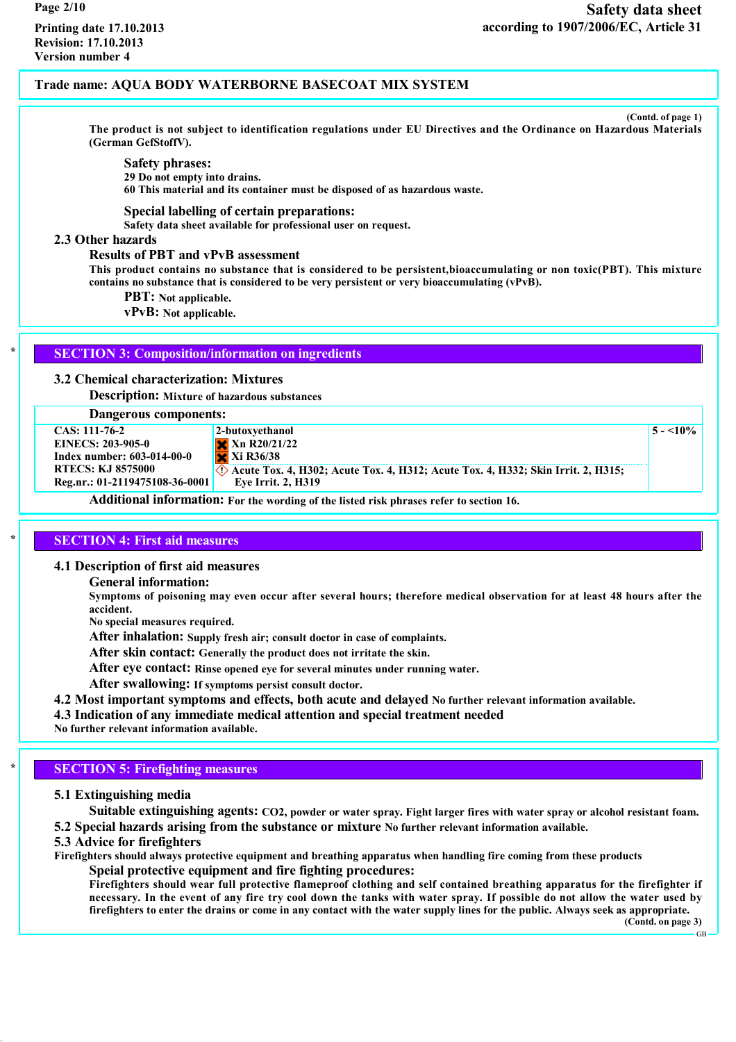Trade name: AQUA BODY WATERBORNE BASECOAT MIX SYSTEM

(Contd. of page 1)

The product is not subject to identification regulations under EU Directives and the Ordinance on Hazardous Materials (German GefStoffV).

**Safety phrases:**
29 Do not empty into drains.
60 This material and its container must be disposed of as hazardous waste.

**Special labelling of certain preparations:**
Safety data sheet available for professional user on request.

### 2.3 Other hazards

**Results of PBT and vPvB assessment**

This product contains no substance that is considered to be persistent,bioaccumulating or non toxic(PBT). This mixture contains no substance that is considered to be very persistent or very bioaccumulating (vPvB).

**PBT:** Not applicable.
**vPvB:** Not applicable.

## * SECTION 3: Composition/information on ingredients

### 3.2 Chemical characterization: Mixtures

**Description:** Mixture of hazardous substances

**Dangerous components:**

| | | |
|---|---|---|
| CAS: 111-76-2<br>EINECS: 203-905-0<br>Index number: 603-014-00-0<br>RTECS: KJ 8575000<br>Reg.nr.: 01-2119475108-36-0001 | 2-butoxyethanol<br>Xn R20/21/22<br>Xi R36/38<br>Acute Tox. 4, H302; Acute Tox. 4, H312; Acute Tox. 4, H332; Skin Irrit. 2, H315; Eye Irrit. 2, H319 | 5 - <10% |

**Additional information:** For the wording of the listed risk phrases refer to section 16.

## * SECTION 4: First aid measures

### 4.1 Description of first aid measures

**General information:**
Symptoms of poisoning may even occur after several hours; therefore medical observation for at least 48 hours after the accident.
No special measures required.

**After inhalation:** Supply fresh air; consult doctor in case of complaints.
**After skin contact:** Generally the product does not irritate the skin.
**After eye contact:** Rinse opened eye for several minutes under running water.
**After swallowing:** If symptoms persist consult doctor.

**4.2 Most important symptoms and effects, both acute and delayed** No further relevant information available.

**4.3 Indication of any immediate medical attention and special treatment needed**
No further relevant information available.

## * SECTION 5: Firefighting measures

### 5.1 Extinguishing media

**Suitable extinguishing agents:** $CO_2$, powder or water spray. Fight larger fires with water spray or alcohol resistant foam.

**5.2 Special hazards arising from the substance or mixture** No further relevant information available.

### 5.3 Advice for firefighters

Firefighters should always protective equipment and breathing apparatus when handling fire coming from these products

**Speial protective equipment and fire fighting procedures:**
Firefighters should wear full protective flameproof clothing and self contained breathing apparatus for the firefighter if necessary. In the event of any fire try cool down the tanks with water spray. If possible do not allow the water used by firefighters to enter the drains or come in any contact with the water supply lines for the public. Always seek as appropriate.

(Contd. on page 3)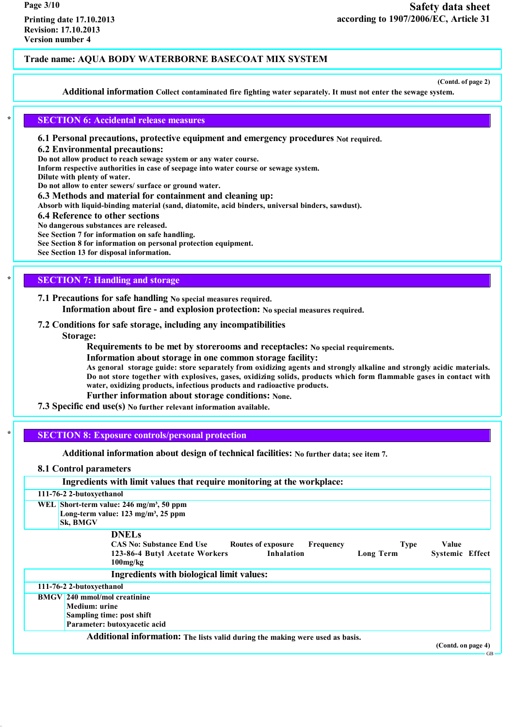**Trade name: AQUA BODY WATERBORNE BASECOAT MIX SYSTEM**

(Contd. of page 2)

**Additional information** Collect contaminated fire fighting water separately. It must not enter the sewage system.

## * SECTION 6: Accidental release measures

**6.1 Personal precautions, protective equipment and emergency procedures** Not required.

**6.2 Environmental precautions:**
Do not allow product to reach sewage system or any water course.
Inform respective authorities in case of seepage into water course or sewage system.
Dilute with plenty of water.
Do not allow to enter sewers/ surface or ground water.

**6.3 Methods and material for containment and cleaning up:**
Absorb with liquid-binding material (sand, diatomite, acid binders, universal binders, sawdust).

**6.4 Reference to other sections**
No dangerous substances are released.
See Section 7 for information on safe handling.
See Section 8 for information on personal protection equipment.
See Section 13 for disposal information.

## * SECTION 7: Handling and storage

**7.1 Precautions for safe handling** No special measures required.
**Information about fire - and explosion protection:** No special measures required.

**7.2 Conditions for safe storage, including any incompatibilities**
**Storage:**
**Requirements to be met by storerooms and receptacles:** No special requirements.
**Information about storage in one common storage facility:**
As genoral storage guide: store separately from oxidizing agents and strongly alkaline and strongly acidic materials. Do not store together with explosives, gases, oxidizing solids, products which form flammable gases in contact with water, oxidizing products, infectious products and radioactive products.
**Further information about storage conditions:** None.

**7.3 Specific end use(s)** No further relevant information available.

## * SECTION 8: Exposure controls/personal protection

**Additional information about design of technical facilities:** No further data; see item 7.

**8.1 Control parameters**

**Ingredients with limit values that require monitoring at the workplace:**

| 111-76-2 2-butoxyethanol | |
|---|---|
| WEL | Short-term value: 246 mg/m³, 50 ppm<br>Long-term value: 123 mg/m³, 25 ppm<br>Sk, BMGV |

**DNELs**

| CAS No: Substance | End Use | Routes of exposure | Frequency | Type | Value |
|---|---|---|---|---|---|
| 123-86-4 Butyl Acetate | Workers | Inhalation | Long Term | Systemic | Effect |
| 100mg/kg | | | | | |

**Ingredients with biological limit values:**

| 111-76-2 2-butoxyethanol | |
|---|---|
| BMGV | 240 mmol/mol creatinine<br>Medium: urine<br>Sampling time: post shift<br>Parameter: butoxyacetic acid |

**Additional information:** The lists valid during the making were used as basis.

(Contd. on page 4)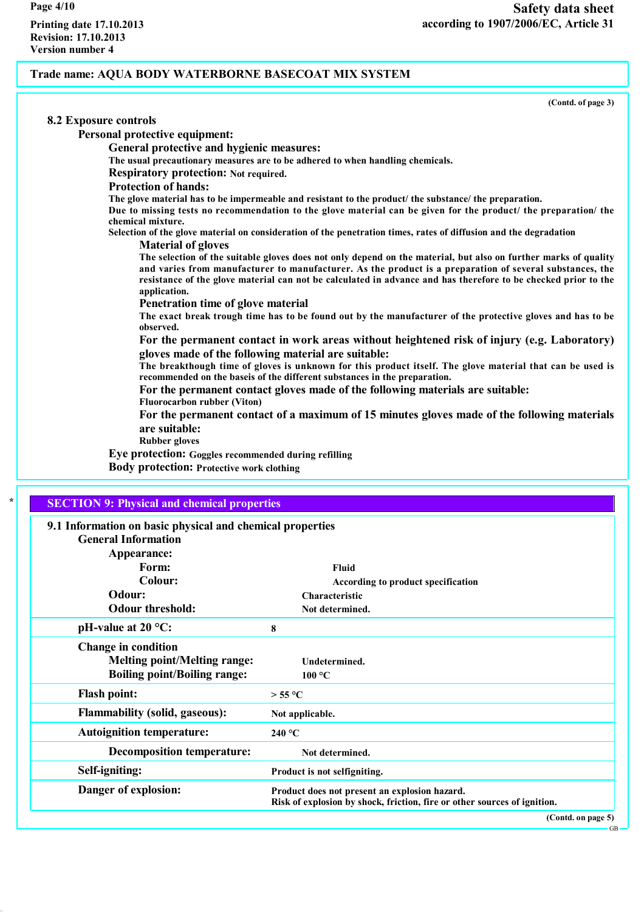## Trade name: AQUA BODY WATERBORNE BASECOAT MIX SYSTEM

(Contd. of page 3)

### 8.2 Exposure controls

**Personal protective equipment:**

**General protective and hygienic measures:**
The usual precautionary measures are to be adhered to when handling chemicals.

**Respiratory protection:** Not required.

**Protection of hands:**
The glove material has to be impermeable and resistant to the product/ the substance/ the preparation.
Due to missing tests no recommendation to the glove material can be given for the product/ the preparation/ the chemical mixture.
Selection of the glove material on consideration of the penetration times, rates of diffusion and the degradation

**Material of gloves**
The selection of the suitable gloves does not only depend on the material, but also on further marks of quality and varies from manufacturer to manufacturer. As the product is a preparation of several substances, the resistance of the glove material can not be calculated in advance and has therefore to be checked prior to the application.

**Penetration time of glove material**
The exact break trough time has to be found out by the manufacturer of the protective gloves and has to be observed.

**For the permanent contact in work areas without heightened risk of injury (e.g. Laboratory) gloves made of the following material are suitable:**
The breakthough time of gloves is unknown for this product itself. The glove material that can be used is recommended on the baseis of the different substances in the preparation.

**For the permanent contact gloves made of the following materials are suitable:**
Fluorocarbon rubber (Viton)

**For the permanent contact of a maximum of 15 minutes gloves made of the following materials are suitable:**
Rubber gloves

**Eye protection:** Goggles recommended during refilling

**Body protection:** Protective work clothing

\* 

## SECTION 9: Physical and chemical properties

### 9.1 Information on basic physical and chemical properties

**General Information**

| | |
|---|---|
| **Appearance:** | |
| **Form:** | Fluid |
| **Colour:** | According to product specification |
| **Odour:** | Characteristic |
| **Odour threshold:** | Not determined. |
| **pH-value at 20 °C:** | 8 |
| **Change in condition** | |
| **Melting point/Melting range:** | Undetermined. |
| **Boiling point/Boiling range:** | 100 °C |
| **Flash point:** | > 55 °C |
| **Flammability (solid, gaseous):** | Not applicable. |
| **Autoignition temperature:** | 240 °C |
| **Decomposition temperature:** | Not determined. |
| **Self-igniting:** | Product is not selfigniting. |
| **Danger of explosion:** | Product does not present an explosion hazard.<br>Risk of explosion by shock, friction, fire or other sources of ignition. |

(Contd. on page 5)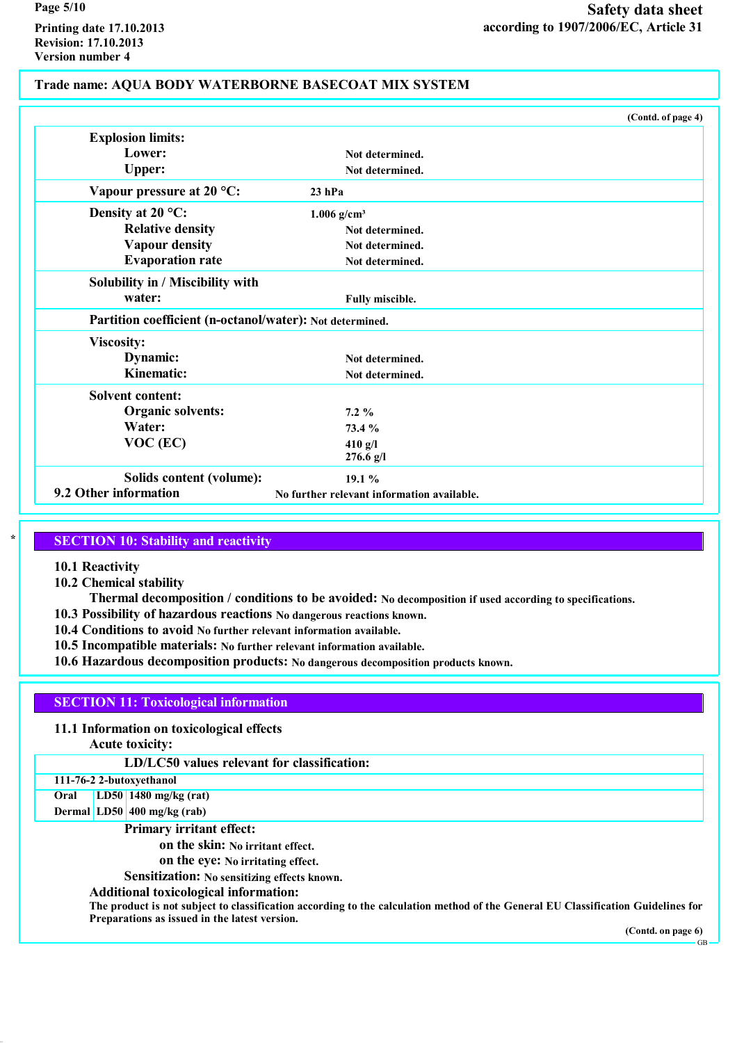Trade name: AQUA BODY WATERBORNE BASECOAT MIX SYSTEM

(Contd. of page 4)

**Explosion limits:**
- **Lower:** Not determined.
- **Upper:** Not determined.

**Vapour pressure at 20 °C:** 23 hPa

**Density at 20 °C:** 1.006 g/cm³
- **Relative density** Not determined.
- **Vapour density** Not determined.
- **Evaporation rate** Not determined.

**Solubility in / Miscibility with**
- **water:** Fully miscible.

**Partition coefficient (n-octanol/water):** Not determined.

**Viscosity:**
- **Dynamic:** Not determined.
- **Kinematic:** Not determined.

**Solvent content:**
- **Organic solvents:** 7.2 %
- **Water:** 73.4 %
- **VOC (EC)** 410 g/l
  276.6 g/l

**Solids content (volume):** 19.1 %

**9.2 Other information** No further relevant information available.

\* 

## SECTION 10: Stability and reactivity

**10.1 Reactivity**

**10.2 Chemical stability**

**Thermal decomposition / conditions to be avoided:** No decomposition if used according to specifications.

**10.3 Possibility of hazardous reactions** No dangerous reactions known.

**10.4 Conditions to avoid** No further relevant information available.

**10.5 Incompatible materials:** No further relevant information available.

**10.6 Hazardous decomposition products:** No dangerous decomposition products known.

## SECTION 11: Toxicological information

**11.1 Information on toxicological effects**

**Acute toxicity:**

| LD/LC50 values relevant for classification: | | |
|---|---|---|
| **111-76-2 2-butoxyethanol** | | |
| Oral | LD50 | 1480 mg/kg (rat) |
| Dermal | LD50 | 400 mg/kg (rab) |

**Primary irritant effect:**
- **on the skin:** No irritant effect.
- **on the eye:** No irritating effect.

**Sensitization:** No sensitizing effects known.

**Additional toxicological information:**
The product is not subject to classification according to the calculation method of the General EU Classification Guidelines for Preparations as issued in the latest version.

(Contd. on page 6)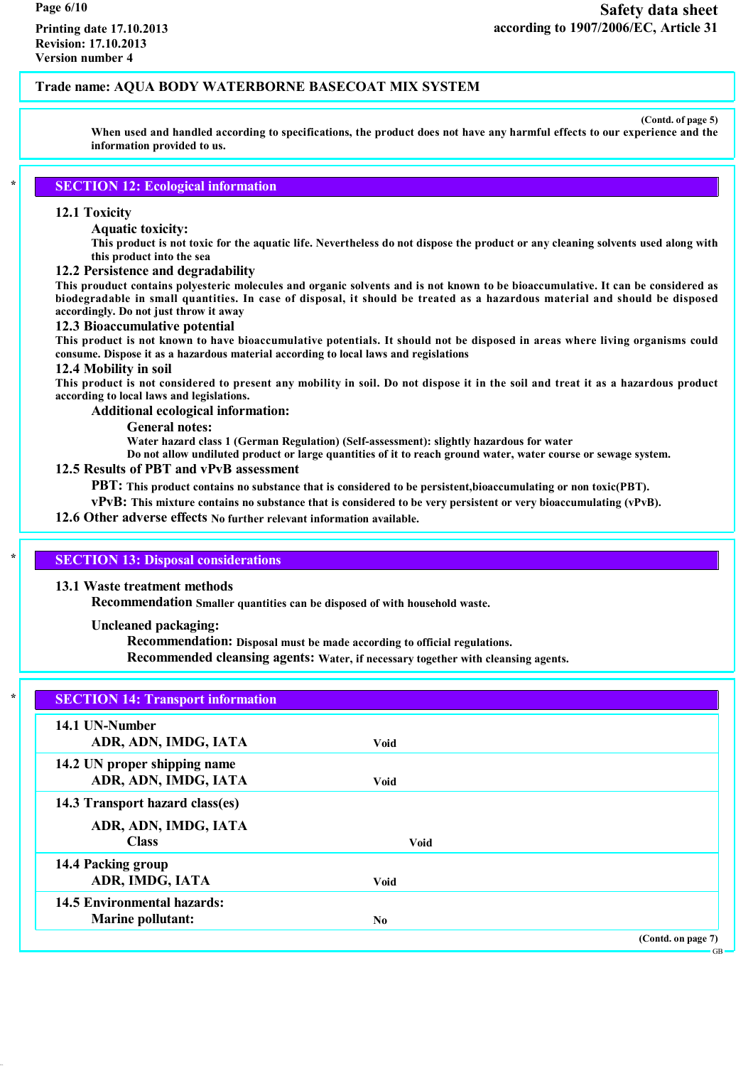Trade name: AQUA BODY WATERBORNE BASECOAT MIX SYSTEM

(Contd. of page 5)

When used and handled according to specifications, the product does not have any harmful effects to our experience and the information provided to us.

## SECTION 12: Ecological information

### 12.1 Toxicity

**Aquatic toxicity:**

This product is not toxic for the aquatic life. Nevertheless do not dispose the product or any cleaning solvents used along with this product into the sea

### 12.2 Persistence and degradability

This prouduct contains polyesteric molecules and organic solvents and is not known to be bioaccumulative. It can be considered as biodegradable in small quantities. In case of disposal, it should be treated as a hazardous material and should be disposed accordingly. Do not just throw it away

### 12.3 Bioaccumulative potential

This product is not known to have bioaccumulative potentials. It should not be disposed in areas where living organisms could consume. Dispose it as a hazardous material according to local laws and regislations

### 12.4 Mobility in soil

This product is not considered to present any mobility in soil. Do not dispose it in the soil and treat it as a hazardous product according to local laws and legislations.

**Additional ecological information:**

**General notes:**

Water hazard class 1 (German Regulation) (Self-assessment): slightly hazardous for water

Do not allow undiluted product or large quantities of it to reach ground water, water course or sewage system.

### 12.5 Results of PBT and vPvB assessment

**PBT:** This product contains no substance that is considered to be persistent,bioaccumulating or non toxic(PBT).

**vPvB:** This mixture contains no substance that is considered to be very persistent or very bioaccumulating (vPvB).

### 12.6 Other adverse effects

No further relevant information available.

## SECTION 13: Disposal considerations

### 13.1 Waste treatment methods

**Recommendation** Smaller quantities can be disposed of with household waste.

**Uncleaned packaging:**

**Recommendation:** Disposal must be made according to official regulations.

**Recommended cleansing agents:** Water, if necessary together with cleansing agents.

## SECTION 14: Transport information

| | |
|---|---|
| **14.1 UN-Number** | |
| ADR, ADN, IMDG, IATA | Void |
| **14.2 UN proper shipping name** | |
| ADR, ADN, IMDG, IATA | Void |
| **14.3 Transport hazard class(es)** | |
| ADR, ADN, IMDG, IATA | |
| Class | Void |
| **14.4 Packing group** | |
| ADR, IMDG, IATA | Void |
| **14.5 Environmental hazards:** | |
| Marine pollutant: | No |

(Contd. on page 7)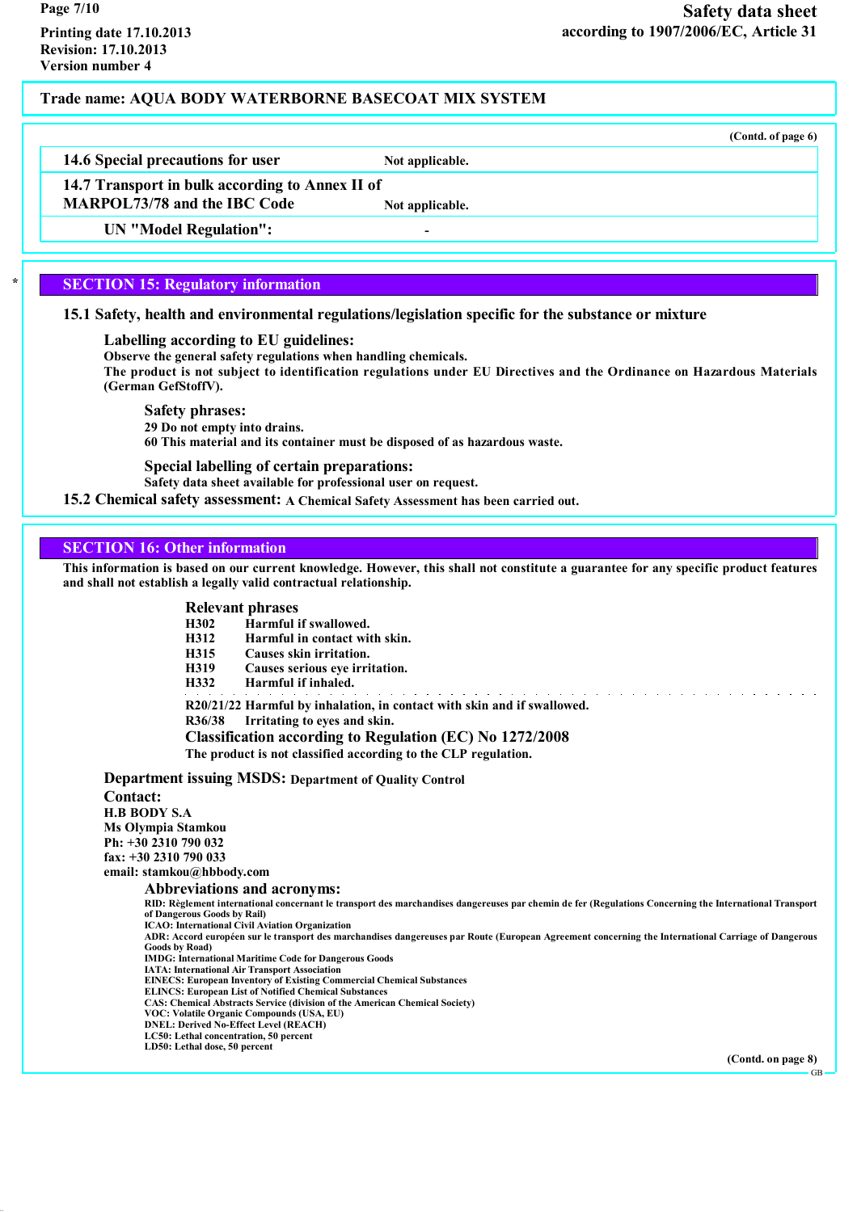Trade name: AQUA BODY WATERBORNE BASECOAT MIX SYSTEM

(Contd. of page 6)

| | |
|---|---|
| 14.6 Special precautions for user | Not applicable. |
| 14.7 Transport in bulk according to Annex II of MARPOL73/78 and the IBC Code | Not applicable. |
| UN "Model Regulation": | - |

## SECTION 15: Regulatory information

### 15.1 Safety, health and environmental regulations/legislation specific for the substance or mixture

**Labelling according to EU guidelines:**

Observe the general safety regulations when handling chemicals.

The product is not subject to identification regulations under EU Directives and the Ordinance on Hazardous Materials (German GefStoffV).

**Safety phrases:**

29 Do not empty into drains.

60 This material and its container must be disposed of as hazardous waste.

**Special labelling of certain preparations:**

Safety data sheet available for professional user on request.

### 15.2 Chemical safety assessment: A Chemical Safety Assessment has been carried out.

## SECTION 16: Other information

This information is based on our current knowledge. However, this shall not constitute a guarantee for any specific product features and shall not establish a legally valid contractual relationship.

**Relevant phrases**

H302 Harmful if swallowed.
H312 Harmful in contact with skin.
H315 Causes skin irritation.
H319 Causes serious eye irritation.
H332 Harmful if inhaled.

R20/21/22 Harmful by inhalation, in contact with skin and if swallowed.
R36/38 Irritating to eyes and skin.

**Classification according to Regulation (EC) No 1272/2008**

The product is not classified according to the CLP regulation.

**Department issuing MSDS:** Department of Quality Control

**Contact:**

H.B BODY S.A
Ms Olympia Stamkou
Ph: +30 2310 790 032
fax: +30 2310 790 033
email: stamkou@hbbody.com

**Abbreviations and acronyms:**

RID: Règlement international concernant le transport des marchandises dangereuses par chemin de fer (Regulations Concerning the International Transport of Dangerous Goods by Rail)
ICAO: International Civil Aviation Organization
ADR: Accord européen sur le transport des marchandises dangereuses par Route (European Agreement concerning the International Carriage of Dangerous Goods by Road)
IMDG: International Maritime Code for Dangerous Goods
IATA: International Air Transport Association
EINECS: European Inventory of Existing Commercial Chemical Substances
ELINCS: European List of Notified Chemical Substances
CAS: Chemical Abstracts Service (division of the American Chemical Society)
VOC: Volatile Organic Compounds (USA, EU)
DNEL: Derived No-Effect Level (REACH)
LC50: Lethal concentration, 50 percent
LD50: Lethal dose, 50 percent

(Contd. on page 8)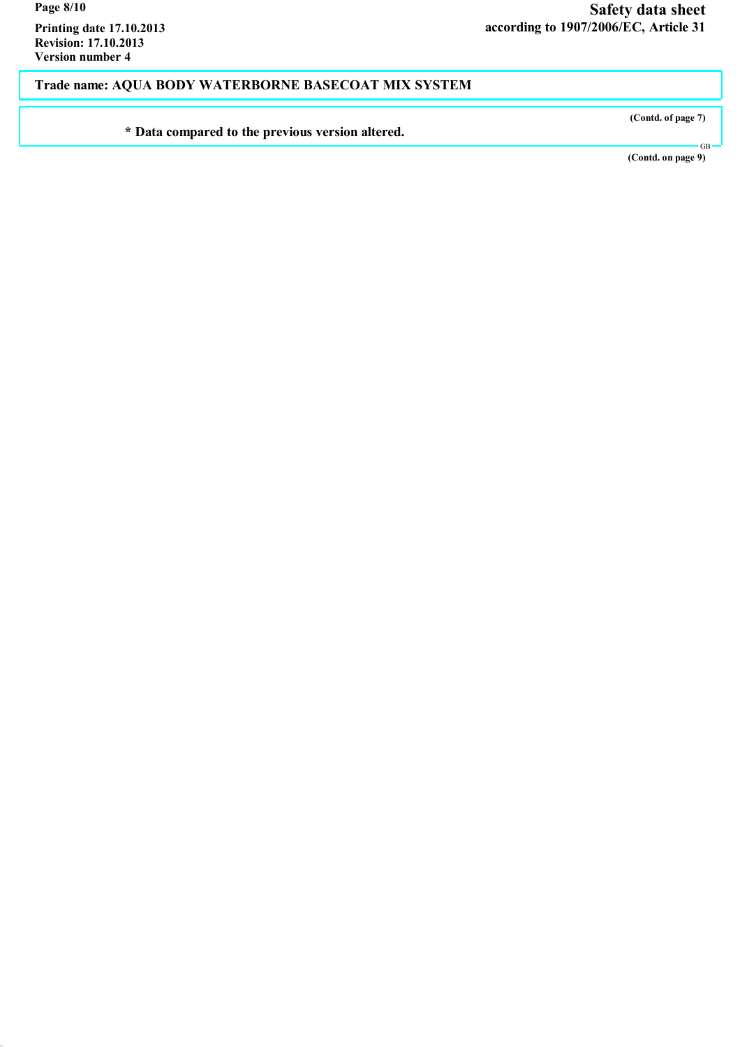**Trade name: AQUA BODY WATERBORNE BASECOAT MIX SYSTEM**

(Contd. of page 7)

**\* Data compared to the previous version altered.**

(Contd. on page 9)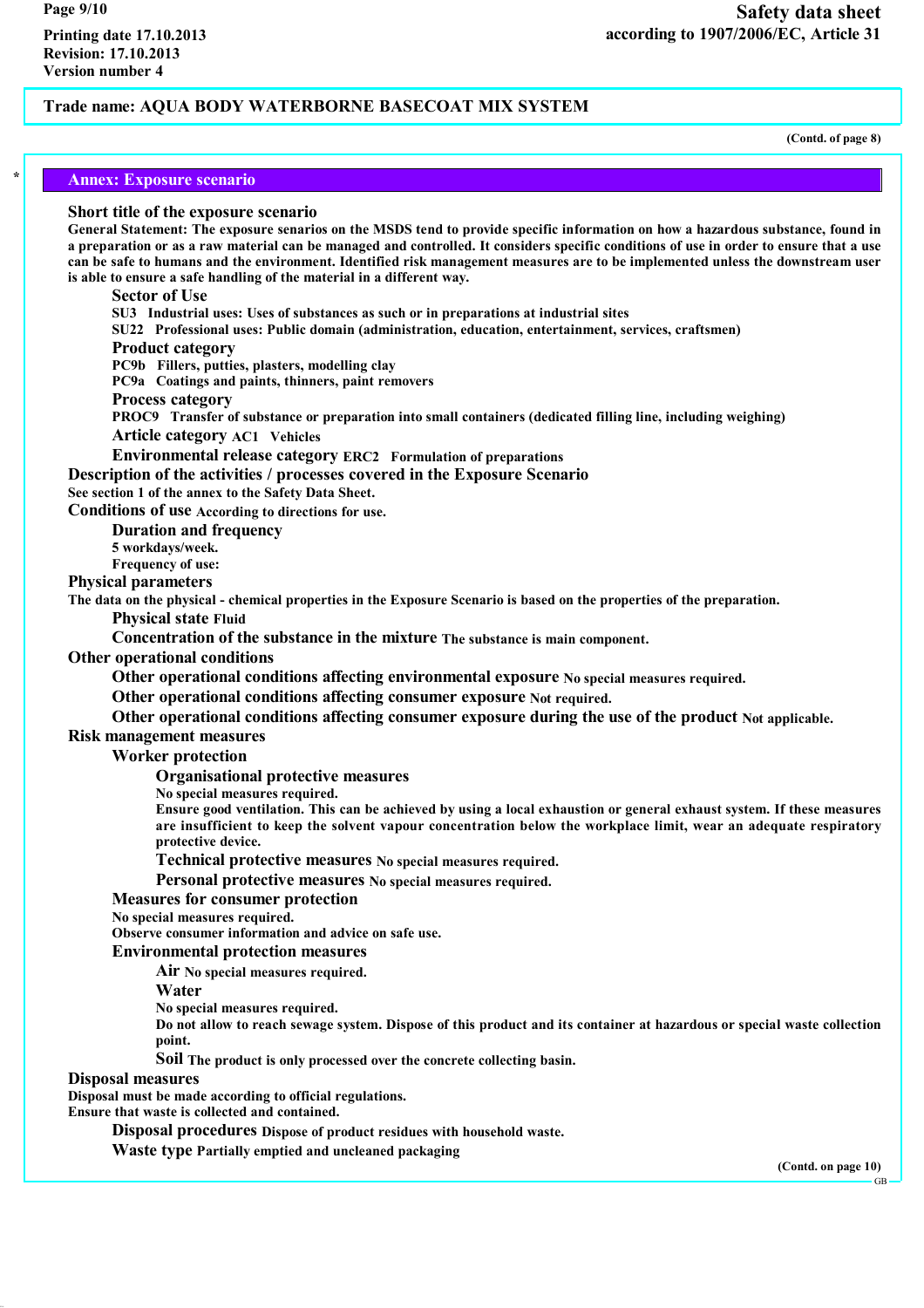Trade name: AQUA BODY WATERBORNE BASECOAT MIX SYSTEM

(Contd. of page 8)

## Annex: Exposure scenario

**Short title of the exposure scenario**

General Statement: The exposure senarios on the MSDS tend to provide specific information on how a hazardous substance, found in a preparation or as a raw material can be managed and controlled. It considers specific conditions of use in order to ensure that a use can be safe to humans and the environment. Identified risk management measures are to be implemented unless the downstream user is able to ensure a safe handling of the material in a different way.

**Sector of Use**

SU3 Industrial uses: Uses of substances as such or in preparations at industrial sites

SU22 Professional uses: Public domain (administration, education, entertainment, services, craftsmen)

**Product category**

PC9b Fillers, putties, plasters, modelling clay

PC9a Coatings and paints, thinners, paint removers

**Process category**

PROC9 Transfer of substance or preparation into small containers (dedicated filling line, including weighing)

**Article category** AC1 Vehicles

**Environmental release category** ERC2 Formulation of preparations

**Description of the activities / processes covered in the Exposure Scenario**

See section 1 of the annex to the Safety Data Sheet.

**Conditions of use** According to directions for use.

**Duration and frequency**

5 workdays/week.

Frequency of use:

**Physical parameters**

The data on the physical - chemical properties in the Exposure Scenario is based on the properties of the preparation.

**Physical state** Fluid

**Concentration of the substance in the mixture** The substance is main component.

**Other operational conditions**

**Other operational conditions affecting environmental exposure** No special measures required.

**Other operational conditions affecting consumer exposure** Not required.

**Other operational conditions affecting consumer exposure during the use of the product** Not applicable.

**Risk management measures**

**Worker protection**

**Organisational protective measures**

No special measures required.

Ensure good ventilation. This can be achieved by using a local exhaustion or general exhaust system. If these measures are insufficient to keep the solvent vapour concentration below the workplace limit, wear an adequate respiratory protective device.

**Technical protective measures** No special measures required.

**Personal protective measures** No special measures required.

**Measures for consumer protection**

No special measures required.

Observe consumer information and advice on safe use.

**Environmental protection measures**

**Air** No special measures required.

**Water**

No special measures required.

Do not allow to reach sewage system. Dispose of this product and its container at hazardous or special waste collection point.

**Soil** The product is only processed over the concrete collecting basin.

**Disposal measures**

Disposal must be made according to official regulations.

Ensure that waste is collected and contained.

**Disposal procedures** Dispose of product residues with household waste.

**Waste type** Partially emptied and uncleaned packaging

(Contd. on page 10)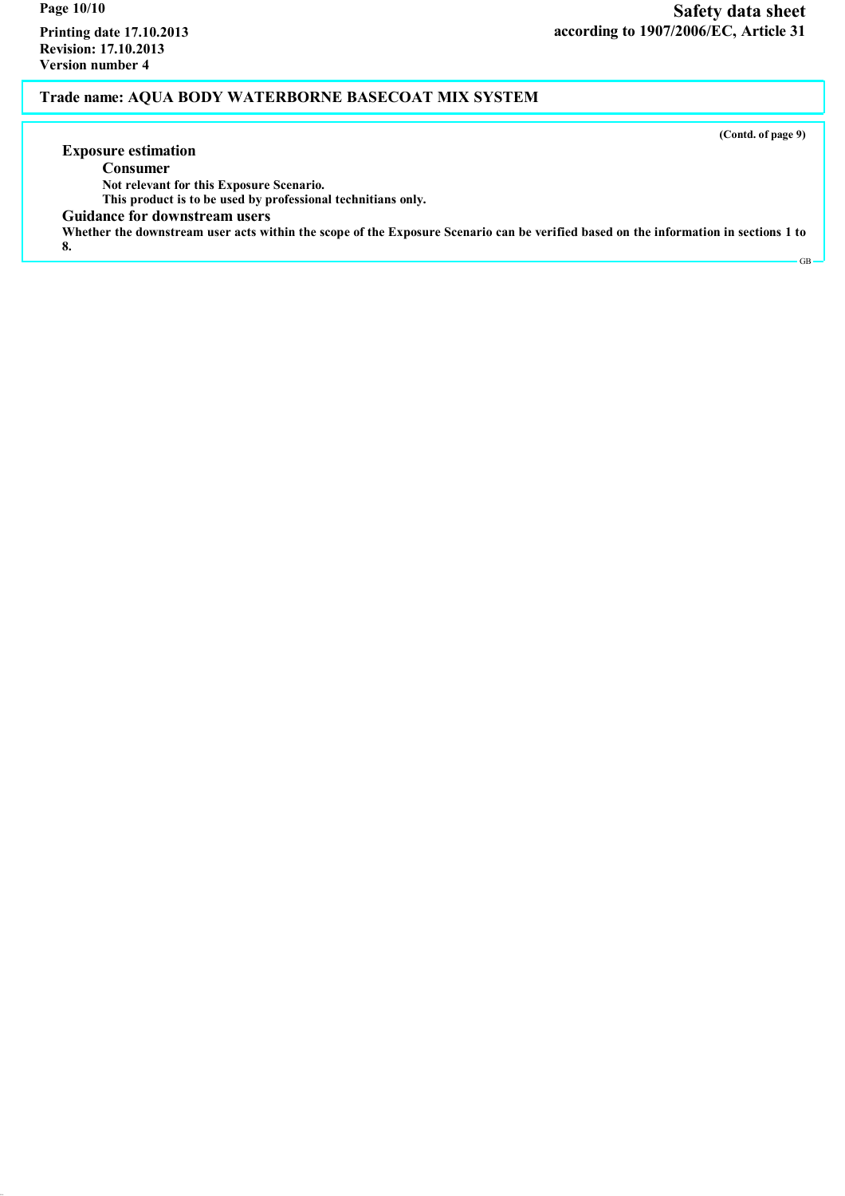(Contd. of page 9)

**Exposure estimation**

**Consumer**

Not relevant for this Exposure Scenario.
This product is to be used by professional technitians only.

**Guidance for downstream users**

Whether the downstream user acts within the scope of the Exposure Scenario can be verified based on the information in sections 1 to 8.